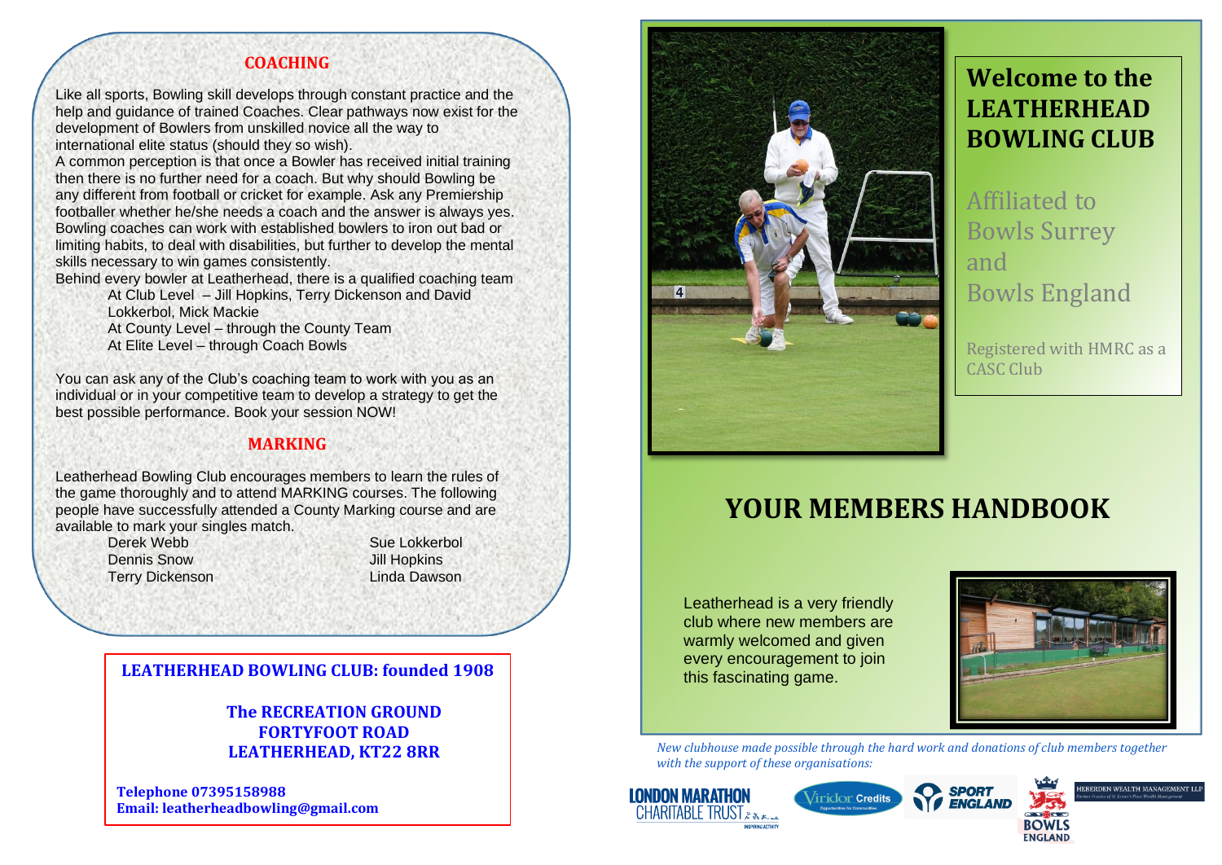## COACHING

Like all sports, Bowling skill develops through constant practice and the help and guidance of trained Coaches. Clear pathways now exist for the development of Bowlers from unskilled novice all the way to international elite status (should they so wish).

A common perception is that once a Bowler has received initial training then there is no further need for a coach. But why should Bowling be any different from football or cricket for example. Ask any Premiership footballer whether he/she needs a coach and the answer is always yes. Bowling coaches can work with established bowlers to iron out bad or limiting habits, to deal with disabilities, but further to develop the mental skills necessary to win games consistently.

Behind every bowler at Leatherhead, there is a qualified coaching team

- At Club Level – Jill Hopkins, Terry Dickenson and David Lokkerbol, Mick Mackie
- At County Level – through the County Team
- At Elite Level – through Coach Bowls

You can ask any of the Club's coaching team to work with you as an individual or in your competitive team to develop a strategy to get the best possible performance. Book your session NOW!

## MARKING

Leatherhead Bowling Club encourages members to learn the rules of the game thoroughly and to attend MARKING courses. The following people have successfully attended a County Marking course and are available to mark your singles match.

| | |
|---|---|
| Derek Webb | Sue Lokkerbol |
| Dennis Snow | Jill Hopkins |
| Terry Dickenson | Linda Dawson |

**LEATHERHEAD BOWLING CLUB: founded 1908**

**The RECREATION GROUND**
**FORTYFOOT ROAD**
**LEATHERHEAD, KT22 8RR**

**Telephone 07395158988**
**Email: leatherheadbowling@gmail.com**

# Welcome to the LEATHERHEAD BOWLING CLUB

Affiliated to Bowls Surrey and Bowls England

Registered with HMRC as a CASC Club

# YOUR MEMBERS HANDBOOK

Leatherhead is a very friendly club where new members are warmly welcomed and given every encouragement to join this fascinating game.

*New clubhouse made possible through the hard work and donations of club members together with the support of these organisations:*

LONDON MARATHON CHARITABLE TRUST — Viridor Credits — SPORT ENGLAND — BOWLS ENGLAND — HEBERDEN WEALTH MANAGEMENT LLP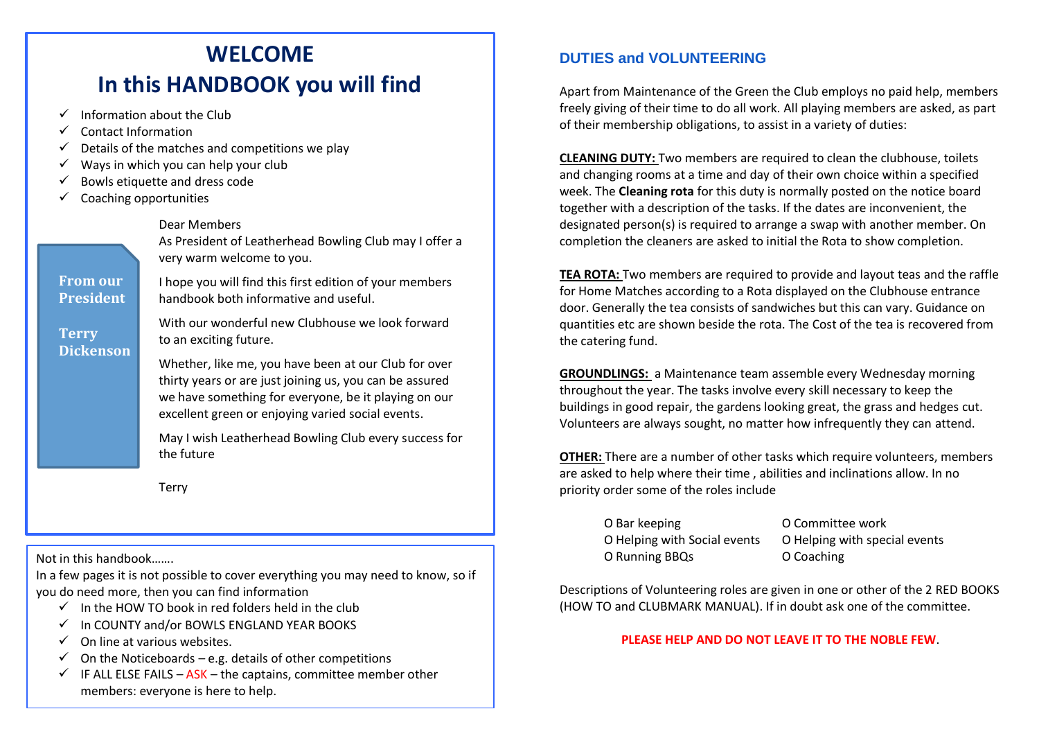# WELCOME
# In this HANDBOOK you will find

- ✓ Information about the Club
- ✓ Contact Information
- ✓ Details of the matches and competitions we play
- ✓ Ways in which you can help your club
- ✓ Bowls etiquette and dress code
- ✓ Coaching opportunities

**From our President**

**Terry Dickenson**

Dear Members

As President of Leatherhead Bowling Club may I offer a very warm welcome to you.

I hope you will find this first edition of your members handbook both informative and useful.

With our wonderful new Clubhouse we look forward to an exciting future.

Whether, like me, you have been at our Club for over thirty years or are just joining us, you can be assured we have something for everyone, be it playing on our excellent green or enjoying varied social events.

May I wish Leatherhead Bowling Club every success for the future

Terry

Not in this handbook…….

In a few pages it is not possible to cover everything you may need to know, so if you do need more, then you can find information

- ✓ In the HOW TO book in red folders held in the club
- ✓ In COUNTY and/or BOWLS ENGLAND YEAR BOOKS
- ✓ On line at various websites.
- ✓ On the Noticeboards – e.g. details of other competitions
- ✓ IF ALL ELSE FAILS – ASK – the captains, committee member other members: everyone is here to help.

## DUTIES and VOLUNTEERING

Apart from Maintenance of the Green the Club employs no paid help, members freely giving of their time to do all work. All playing members are asked, as part of their membership obligations, to assist in a variety of duties:

**CLEANING DUTY:** Two members are required to clean the clubhouse, toilets and changing rooms at a time and day of their own choice within a specified week. The **Cleaning rota** for this duty is normally posted on the notice board together with a description of the tasks. If the dates are inconvenient, the designated person(s) is required to arrange a swap with another member. On completion the cleaners are asked to initial the Rota to show completion.

**TEA ROTA:** Two members are required to provide and layout teas and the raffle for Home Matches according to a Rota displayed on the Clubhouse entrance door. Generally the tea consists of sandwiches but this can vary. Guidance on quantities etc are shown beside the rota. The Cost of the tea is recovered from the catering fund.

**GROUNDLINGS:** a Maintenance team assemble every Wednesday morning throughout the year. The tasks involve every skill necessary to keep the buildings in good repair, the gardens looking great, the grass and hedges cut. Volunteers are always sought, no matter how infrequently they can attend.

**OTHER:** There are a number of other tasks which require volunteers, members are asked to help where their time , abilities and inclinations allow. In no priority order some of the roles include

- O Bar keeping
- O Helping with Social events
- O Running BBQs
- O Committee work
- O Helping with special events
- O Coaching

Descriptions of Volunteering roles are given in one or other of the 2 RED BOOKS (HOW TO and CLUBMARK MANUAL). If in doubt ask one of the committee.

**PLEASE HELP AND DO NOT LEAVE IT TO THE NOBLE FEW**.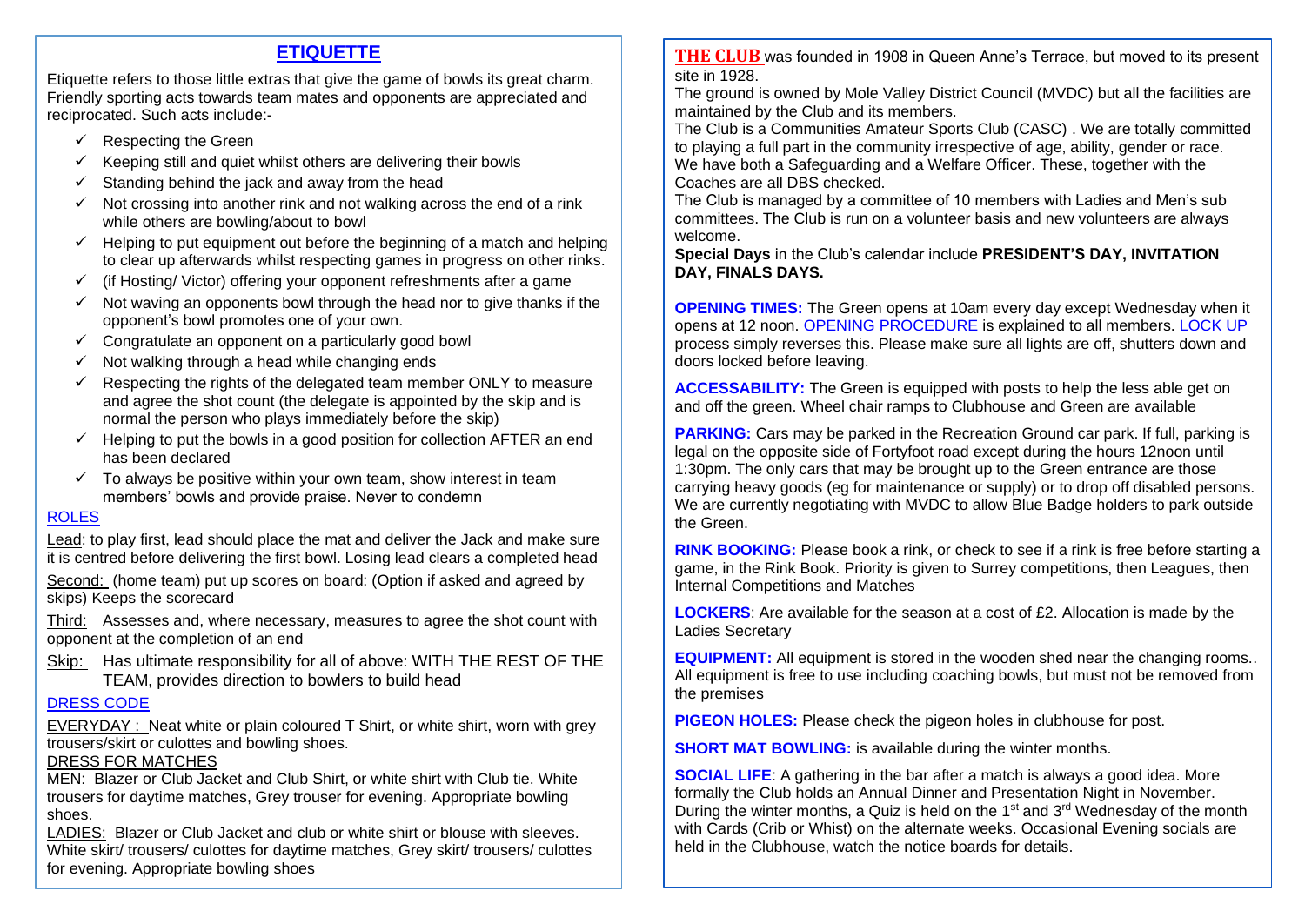## ETIQUETTE

Etiquette refers to those little extras that give the game of bowls its great charm. Friendly sporting acts towards team mates and opponents are appreciated and reciprocated. Such acts include:-

- ✓ Respecting the Green
- ✓ Keeping still and quiet whilst others are delivering their bowls
- ✓ Standing behind the jack and away from the head
- ✓ Not crossing into another rink and not walking across the end of a rink while others are bowling/about to bowl
- ✓ Helping to put equipment out before the beginning of a match and helping to clear up afterwards whilst respecting games in progress on other rinks.
- ✓ (if Hosting/ Victor) offering your opponent refreshments after a game
- ✓ Not waving an opponents bowl through the head nor to give thanks if the opponent's bowl promotes one of your own.
- ✓ Congratulate an opponent on a particularly good bowl
- ✓ Not walking through a head while changing ends
- ✓ Respecting the rights of the delegated team member ONLY to measure and agree the shot count (the delegate is appointed by the skip and is normal the person who plays immediately before the skip)
- ✓ Helping to put the bowls in a good position for collection AFTER an end has been declared
- ✓ To always be positive within your own team, show interest in team members' bowls and provide praise. Never to condemn

### ROLES

Lead: to play first, lead should place the mat and deliver the Jack and make sure it is centred before delivering the first bowl. Losing lead clears a completed head

Second: (home team) put up scores on board: (Option if asked and agreed by skips) Keeps the scorecard

Third: Assesses and, where necessary, measures to agree the shot count with opponent at the completion of an end

Skip: Has ultimate responsibility for all of above: WITH THE REST OF THE TEAM, provides direction to bowlers to build head

### DRESS CODE

EVERYDAY : Neat white or plain coloured T Shirt, or white shirt, worn with grey trousers/skirt or culottes and bowling shoes.

DRESS FOR MATCHES

MEN: Blazer or Club Jacket and Club Shirt, or white shirt with Club tie. White trousers for daytime matches, Grey trouser for evening. Appropriate bowling shoes.

LADIES: Blazer or Club Jacket and club or white shirt or blouse with sleeves. White skirt/ trousers/ culottes for daytime matches, Grey skirt/ trousers/ culottes for evening. Appropriate bowling shoes

**THE CLUB** was founded in 1908 in Queen Anne's Terrace, but moved to its present site in 1928.

The ground is owned by Mole Valley District Council (MVDC) but all the facilities are maintained by the Club and its members.

The Club is a Communities Amateur Sports Club (CASC) . We are totally committed to playing a full part in the community irrespective of age, ability, gender or race. We have both a Safeguarding and a Welfare Officer. These, together with the Coaches are all DBS checked.

The Club is managed by a committee of 10 members with Ladies and Men's sub committees. The Club is run on a volunteer basis and new volunteers are always welcome.

**Special Days** in the Club's calendar include **PRESIDENT'S DAY, INVITATION DAY, FINALS DAYS.**

**OPENING TIMES:** The Green opens at 10am every day except Wednesday when it opens at 12 noon. OPENING PROCEDURE is explained to all members. LOCK UP process simply reverses this. Please make sure all lights are off, shutters down and doors locked before leaving.

**ACCESSABILITY:** The Green is equipped with posts to help the less able get on and off the green. Wheel chair ramps to Clubhouse and Green are available

**PARKING:** Cars may be parked in the Recreation Ground car park. If full, parking is legal on the opposite side of Fortyfoot road except during the hours 12noon until 1:30pm. The only cars that may be brought up to the Green entrance are those carrying heavy goods (eg for maintenance or supply) or to drop off disabled persons. We are currently negotiating with MVDC to allow Blue Badge holders to park outside the Green.

**RINK BOOKING:** Please book a rink, or check to see if a rink is free before starting a game, in the Rink Book. Priority is given to Surrey competitions, then Leagues, then Internal Competitions and Matches

**LOCKERS**: Are available for the season at a cost of £2. Allocation is made by the Ladies Secretary

**EQUIPMENT:** All equipment is stored in the wooden shed near the changing rooms.. All equipment is free to use including coaching bowls, but must not be removed from the premises

**PIGEON HOLES:** Please check the pigeon holes in clubhouse for post.

**SHORT MAT BOWLING:** is available during the winter months.

**SOCIAL LIFE**: A gathering in the bar after a match is always a good idea. More formally the Club holds an Annual Dinner and Presentation Night in November. During the winter months, a Quiz is held on the 1st and 3rd Wednesday of the month with Cards (Crib or Whist) on the alternate weeks. Occasional Evening socials are held in the Clubhouse, watch the notice boards for details.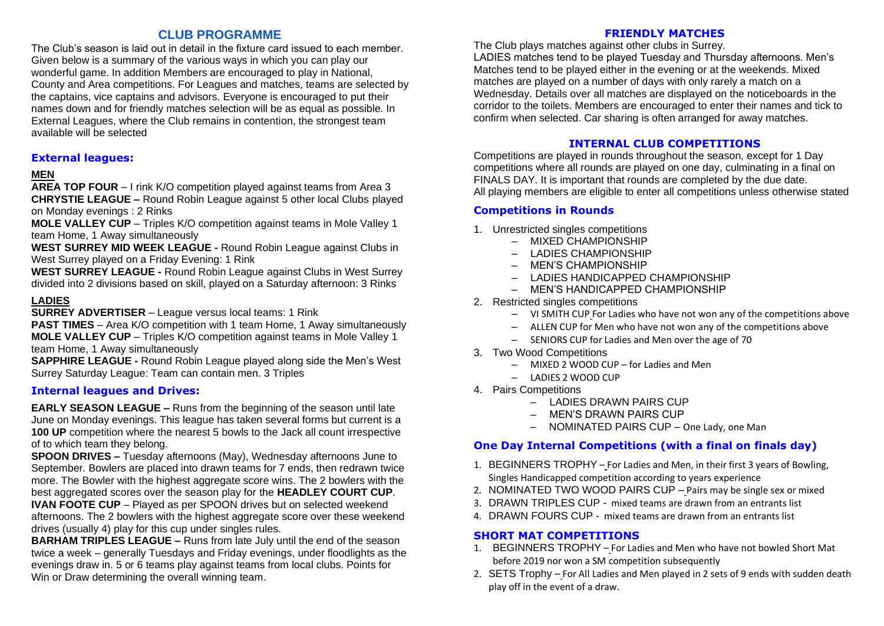## CLUB PROGRAMME

The Club's season is laid out in detail in the fixture card issued to each member. Given below is a summary of the various ways in which you can play our wonderful game. In addition Members are encouraged to play in National, County and Area competitions. For Leagues and matches, teams are selected by the captains, vice captains and advisors. Everyone is encouraged to put their names down and for friendly matches selection will be as equal as possible. In External Leagues, where the Club remains in contention, the strongest team available will be selected

### External leagues:

**MEN**

**AREA TOP FOUR** – I rink K/O competition played against teams from Area 3
**CHRYSTIE LEAGUE –** Round Robin League against 5 other local Clubs played on Monday evenings : 2 Rinks
**MOLE VALLEY CUP** – Triples K/O competition against teams in Mole Valley 1 team Home, 1 Away simultaneously
**WEST SURREY MID WEEK LEAGUE -** Round Robin League against Clubs in West Surrey played on a Friday Evening: 1 Rink
**WEST SURREY LEAGUE -** Round Robin League against Clubs in West Surrey divided into 2 divisions based on skill, played on a Saturday afternoon: 3 Rinks

**LADIES**

**SURREY ADVERTISER** – League versus local teams: 1 Rink
**PAST TIMES** – Area K/O competition with 1 team Home, 1 Away simultaneously
**MOLE VALLEY CUP** – Triples K/O competition against teams in Mole Valley 1 team Home, 1 Away simultaneously
**SAPPHIRE LEAGUE -** Round Robin League played along side the Men's West Surrey Saturday League: Team can contain men. 3 Triples

### Internal leagues and Drives:

**EARLY SEASON LEAGUE –** Runs from the beginning of the season until late June on Monday evenings. This league has taken several forms but current is a **100 UP** competition where the nearest 5 bowls to the Jack all count irrespective of to which team they belong.

**SPOON DRIVES –** Tuesday afternoons (May), Wednesday afternoons June to September. Bowlers are placed into drawn teams for 7 ends, then redrawn twice more. The Bowler with the highest aggregate score wins. The 2 bowlers with the best aggregated scores over the season play for the **HEADLEY COURT CUP**.

**IVAN FOOTE CUP** – Played as per SPOON drives but on selected weekend afternoons. The 2 bowlers with the highest aggregate score over these weekend drives (usually 4) play for this cup under singles rules.

**BARHAM TRIPLES LEAGUE –** Runs from late July until the end of the season twice a week – generally Tuesdays and Friday evenings, under floodlights as the evenings draw in. 5 or 6 teams play against teams from local clubs. Points for Win or Draw determining the overall winning team.

## FRIENDLY MATCHES

The Club plays matches against other clubs in Surrey.
LADIES matches tend to be played Tuesday and Thursday afternoons. Men's Matches tend to be played either in the evening or at the weekends. Mixed matches are played on a number of days with only rarely a match on a Wednesday. Details over all matches are displayed on the noticeboards in the corridor to the toilets. Members are encouraged to enter their names and tick to confirm when selected. Car sharing is often arranged for away matches.

## INTERNAL CLUB COMPETITIONS

Competitions are played in rounds throughout the season, except for 1 Day competitions where all rounds are played on one day, culminating in a final on FINALS DAY. It is important that rounds are completed by the due date.
All playing members are eligible to enter all competitions unless otherwise stated

### Competitions in Rounds

1. Unrestricted singles competitions
   - MIXED CHAMPIONSHIP
   - LADIES CHAMPIONSHIP
   - MEN'S CHAMPIONSHIP
   - LADIES HANDICAPPED CHAMPIONSHIP
   - MEN'S HANDICAPPED CHAMPIONSHIP
2. Restricted singles competitions
   - VI SMITH CUP For Ladies who have not won any of the competitions above
   - ALLEN CUP for Men who have not won any of the competitions above
   - SENIORS CUP for Ladies and Men over the age of 70
3. Two Wood Competitions
   - MIXED 2 WOOD CUP – for Ladies and Men
   - LADIES 2 WOOD CUP
4. Pairs Competitions
   - LADIES DRAWN PAIRS CUP
   - MEN'S DRAWN PAIRS CUP
   - NOMINATED PAIRS CUP – One Lady, one Man

### One Day Internal Competitions (with a final on finals day)

1. BEGINNERS TROPHY – For Ladies and Men, in their first 3 years of Bowling, Singles Handicapped competition according to years experience
2. NOMINATED TWO WOOD PAIRS CUP – Pairs may be single sex or mixed
3. DRAWN TRIPLES CUP - mixed teams are drawn from an entrants list
4. DRAWN FOURS CUP - mixed teams are drawn from an entrants list

### SHORT MAT COMPETITIONS

1. BEGINNERS TROPHY – For Ladies and Men who have not bowled Short Mat before 2019 nor won a SM competition subsequently
2. SETS Trophy – For All Ladies and Men played in 2 sets of 9 ends with sudden death play off in the event of a draw.